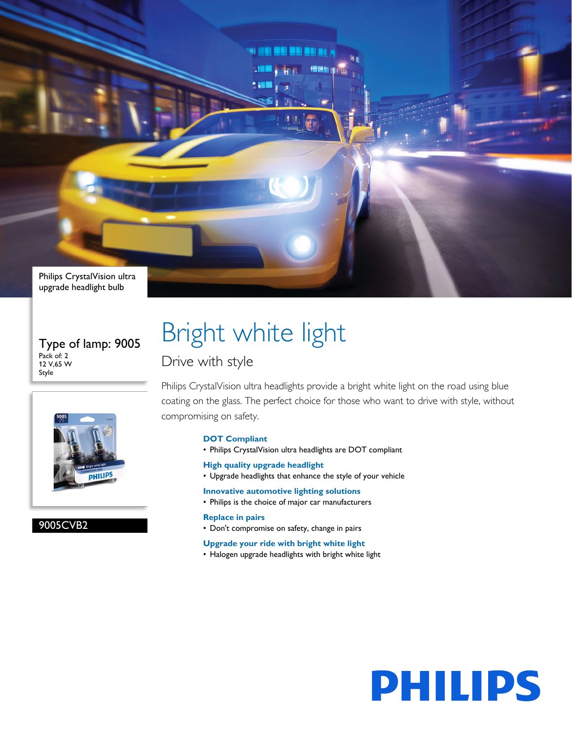Philips CrystalVision ultra upgrade headlight bulb

Type of lamp: 9005

Pack of: 2

12 V,65 W

Style

9005CVB2

# Bright white light

## Drive with style

Philips CrystalVision ultra headlights provide a bright white light on the road using blue coating on the glass. The perfect choice for those who want to drive with style, without compromising on safety.

**DOT Compliant**

- Philips CrystalVision ultra headlights are DOT compliant

**High quality upgrade headlight**

- Upgrade headlights that enhance the style of your vehicle

**Innovative automotive lighting solutions**

- Philips is the choice of major car manufacturers

**Replace in pairs**

- Don't compromise on safety, change in pairs

**Upgrade your ride with bright white light**

- Halogen upgrade headlights with bright white light

PHILIPS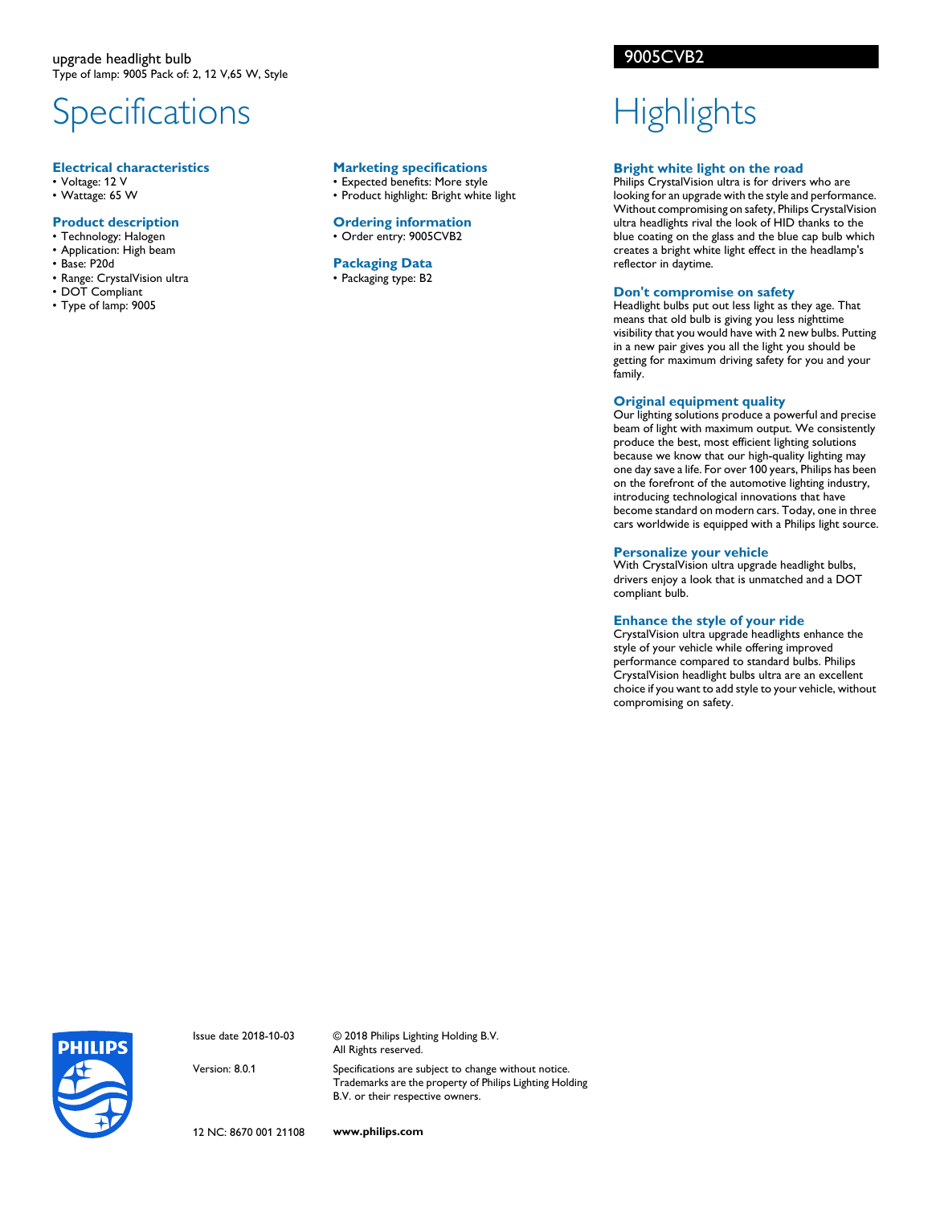upgrade headlight bulb
Type of lamp: 9005 Pack of: 2, 12 V,65 W, Style

# Specifications

### Electrical characteristics
- Voltage: 12 V
- Wattage: 65 W

### Product description
- Technology: Halogen
- Application: High beam
- Base: P20d
- Range: CrystalVision ultra
- DOT Compliant
- Type of lamp: 9005

### Marketing specifications
- Expected benefits: More style
- Product highlight: Bright white light

### Ordering information
- Order entry: 9005CVB2

### Packaging Data
- Packaging type: B2

9005CVB2

# Highlights

### Bright white light on the road
Philips CrystalVision ultra is for drivers who are looking for an upgrade with the style and performance. Without compromising on safety, Philips CrystalVision ultra headlights rival the look of HID thanks to the blue coating on the glass and the blue cap bulb which creates a bright white light effect in the headlamp's reflector in daytime.

### Don't compromise on safety
Headlight bulbs put out less light as they age. That means that old bulb is giving you less nighttime visibility that you would have with 2 new bulbs. Putting in a new pair gives you all the light you should be getting for maximum driving safety for you and your family.

### Original equipment quality
Our lighting solutions produce a powerful and precise beam of light with maximum output. We consistently produce the best, most efficient lighting solutions because we know that our high-quality lighting may one day save a life. For over 100 years, Philips has been on the forefront of the automotive lighting industry, introducing technological innovations that have become standard on modern cars. Today, one in three cars worldwide is equipped with a Philips light source.

### Personalize your vehicle
With CrystalVision ultra upgrade headlight bulbs, drivers enjoy a look that is unmatched and a DOT compliant bulb.

### Enhance the style of your ride
CrystalVision ultra upgrade headlights enhance the style of your vehicle while offering improved performance compared to standard bulbs. Philips CrystalVision headlight bulbs ultra are an excellent choice if you want to add style to your vehicle, without compromising on safety.

Issue date 2018-10-03

Version: 8.0.1

12 NC: 8670 001 21108

© 2018 Philips Lighting Holding B.V.
All Rights reserved.

Specifications are subject to change without notice. Trademarks are the property of Philips Lighting Holding B.V. or their respective owners.

**www.philips.com**